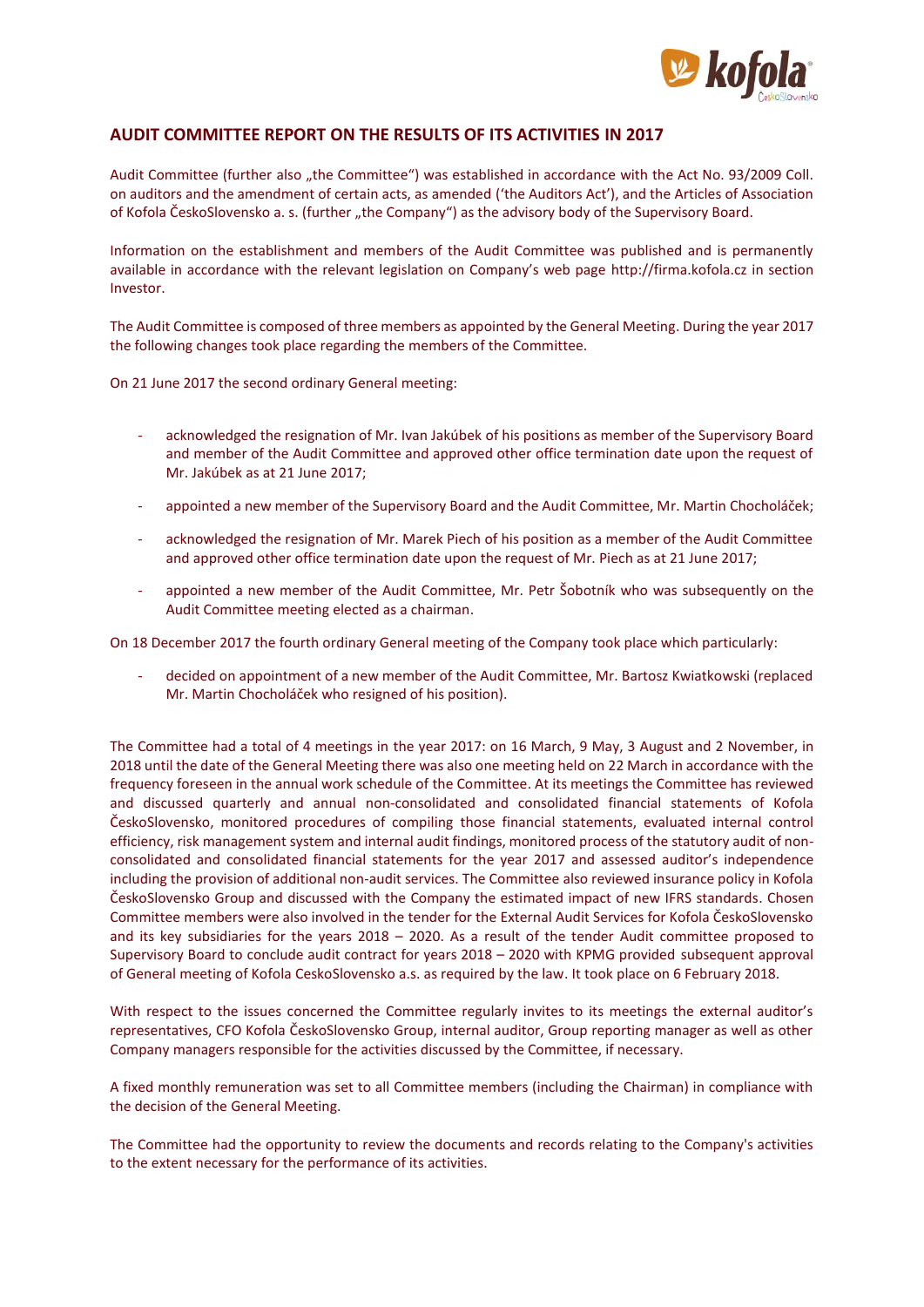## AUDIT COMMITTEE REPORT ON THE RESULTS OF ITS ACTIVITIES IN 2017

Audit Committee (further also „the Committee“) was established in accordance with the Act No. 93/2009 Coll. on auditors and the amendment of certain acts, as amended ('the Auditors Act'), and the Articles of Association of Kofola ČeskoSlovensko a. s. (further „the Company“) as the advisory body of the Supervisory Board.

Information on the establishment and members of the Audit Committee was published and is permanently available in accordance with the relevant legislation on Company's web page http://firma.kofola.cz in section Investor.

The Audit Committee is composed of three members as appointed by the General Meeting. During the year 2017 the following changes took place regarding the members of the Committee.

On 21 June 2017 the second ordinary General meeting:

- acknowledged the resignation of Mr. Ivan Jakúbek of his positions as member of the Supervisory Board and member of the Audit Committee and approved other office termination date upon the request of Mr. Jakúbek as at 21 June 2017;
- appointed a new member of the Supervisory Board and the Audit Committee, Mr. Martin Chocholáček;
- acknowledged the resignation of Mr. Marek Piech of his position as a member of the Audit Committee and approved other office termination date upon the request of Mr. Piech as at 21 June 2017;
- appointed a new member of the Audit Committee, Mr. Petr Šobotník who was subsequently on the Audit Committee meeting elected as a chairman.

On 18 December 2017 the fourth ordinary General meeting of the Company took place which particularly:

- decided on appointment of a new member of the Audit Committee, Mr. Bartosz Kwiatkowski (replaced Mr. Martin Chocholáček who resigned of his position).

The Committee had a total of 4 meetings in the year 2017: on 16 March, 9 May, 3 August and 2 November, in 2018 until the date of the General Meeting there was also one meeting held on 22 March in accordance with the frequency foreseen in the annual work schedule of the Committee. At its meetings the Committee has reviewed and discussed quarterly and annual non-consolidated and consolidated financial statements of Kofola ČeskoSlovensko, monitored procedures of compiling those financial statements, evaluated internal control efficiency, risk management system and internal audit findings, monitored process of the statutory audit of non-consolidated and consolidated financial statements for the year 2017 and assessed auditor's independence including the provision of additional non-audit services. The Committee also reviewed insurance policy in Kofola ČeskoSlovensko Group and discussed with the Company the estimated impact of new IFRS standards. Chosen Committee members were also involved in the tender for the External Audit Services for Kofola ČeskoSlovensko and its key subsidiaries for the years 2018 – 2020. As a result of the tender Audit committee proposed to Supervisory Board to conclude audit contract for years 2018 – 2020 with KPMG provided subsequent approval of General meeting of Kofola CeskoSlovensko a.s. as required by the law. It took place on 6 February 2018.

With respect to the issues concerned the Committee regularly invites to its meetings the external auditor's representatives, CFO Kofola ČeskoSlovensko Group, internal auditor, Group reporting manager as well as other Company managers responsible for the activities discussed by the Committee, if necessary.

A fixed monthly remuneration was set to all Committee members (including the Chairman) in compliance with the decision of the General Meeting.

The Committee had the opportunity to review the documents and records relating to the Company's activities to the extent necessary for the performance of its activities.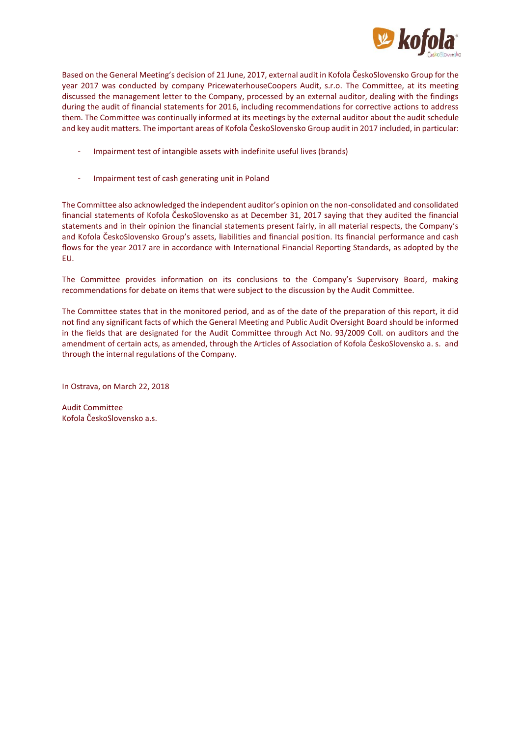Based on the General Meeting's decision of 21 June, 2017, external audit in Kofola ČeskoSlovensko Group for the year 2017 was conducted by company PricewaterhouseCoopers Audit, s.r.o. The Committee, at its meeting discussed the management letter to the Company, processed by an external auditor, dealing with the findings during the audit of financial statements for 2016, including recommendations for corrective actions to address them. The Committee was continually informed at its meetings by the external auditor about the audit schedule and key audit matters. The important areas of Kofola ČeskoSlovensko Group audit in 2017 included, in particular:

- Impairment test of intangible assets with indefinite useful lives (brands)
- Impairment test of cash generating unit in Poland

The Committee also acknowledged the independent auditor's opinion on the non-consolidated and consolidated financial statements of Kofola ČeskoSlovensko as at December 31, 2017 saying that they audited the financial statements and in their opinion the financial statements present fairly, in all material respects, the Company's and Kofola ČeskoSlovensko Group's assets, liabilities and financial position. Its financial performance and cash flows for the year 2017 are in accordance with International Financial Reporting Standards, as adopted by the EU.

The Committee provides information on its conclusions to the Company's Supervisory Board, making recommendations for debate on items that were subject to the discussion by the Audit Committee.

The Committee states that in the monitored period, and as of the date of the preparation of this report, it did not find any significant facts of which the General Meeting and Public Audit Oversight Board should be informed in the fields that are designated for the Audit Committee through Act No. 93/2009 Coll. on auditors and the amendment of certain acts, as amended, through the Articles of Association of Kofola ČeskoSlovensko a. s. and through the internal regulations of the Company.

In Ostrava, on March 22, 2018

Audit Committee
Kofola ČeskoSlovensko a.s.